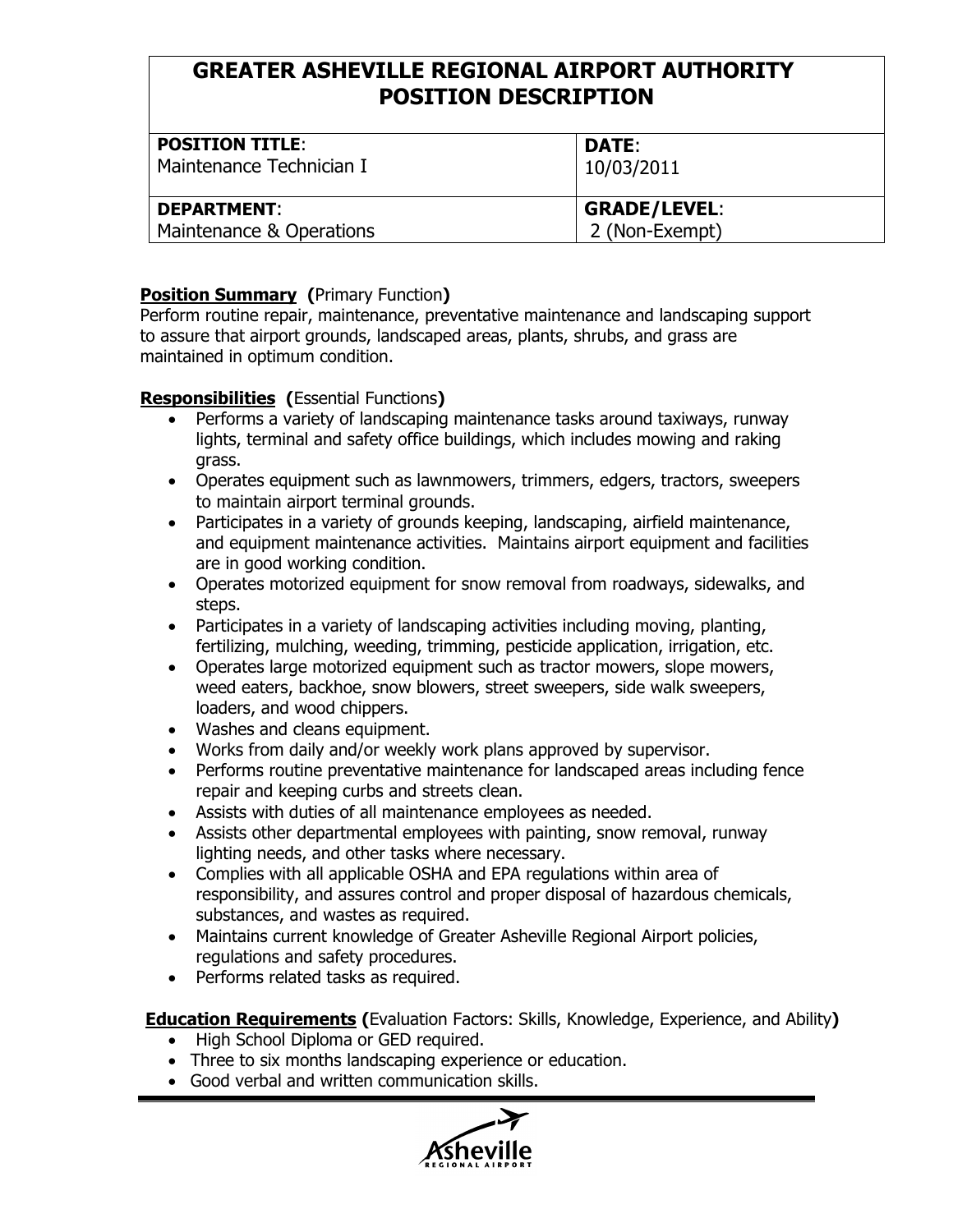# GREATER ASHEVILLE REGIONAL AIRPORT AUTHORITY POSITION DESCRIPTION

| **POSITION TITLE**: Maintenance Technician I | **DATE**: 10/03/2011 |
|---|---|
| **DEPARTMENT**: Maintenance & Operations | **GRADE/LEVEL**: 2 (Non-Exempt) |

**Position Summary (**Primary Function**)**

Perform routine repair, maintenance, preventative maintenance and landscaping support to assure that airport grounds, landscaped areas, plants, shrubs, and grass are maintained in optimum condition.

**Responsibilities (**Essential Functions**)**

- Performs a variety of landscaping maintenance tasks around taxiways, runway lights, terminal and safety office buildings, which includes mowing and raking grass.
- Operates equipment such as lawnmowers, trimmers, edgers, tractors, sweepers to maintain airport terminal grounds.
- Participates in a variety of grounds keeping, landscaping, airfield maintenance, and equipment maintenance activities. Maintains airport equipment and facilities are in good working condition.
- Operates motorized equipment for snow removal from roadways, sidewalks, and steps.
- Participates in a variety of landscaping activities including moving, planting, fertilizing, mulching, weeding, trimming, pesticide application, irrigation, etc.
- Operates large motorized equipment such as tractor mowers, slope mowers, weed eaters, backhoe, snow blowers, street sweepers, side walk sweepers, loaders, and wood chippers.
- Washes and cleans equipment.
- Works from daily and/or weekly work plans approved by supervisor.
- Performs routine preventative maintenance for landscaped areas including fence repair and keeping curbs and streets clean.
- Assists with duties of all maintenance employees as needed.
- Assists other departmental employees with painting, snow removal, runway lighting needs, and other tasks where necessary.
- Complies with all applicable OSHA and EPA regulations within area of responsibility, and assures control and proper disposal of hazardous chemicals, substances, and wastes as required.
- Maintains current knowledge of Greater Asheville Regional Airport policies, regulations and safety procedures.
- Performs related tasks as required.

**Education Requirements (**Evaluation Factors: Skills, Knowledge, Experience, and Ability**)**

- High School Diploma or GED required.
- Three to six months landscaping experience or education.
- Good verbal and written communication skills.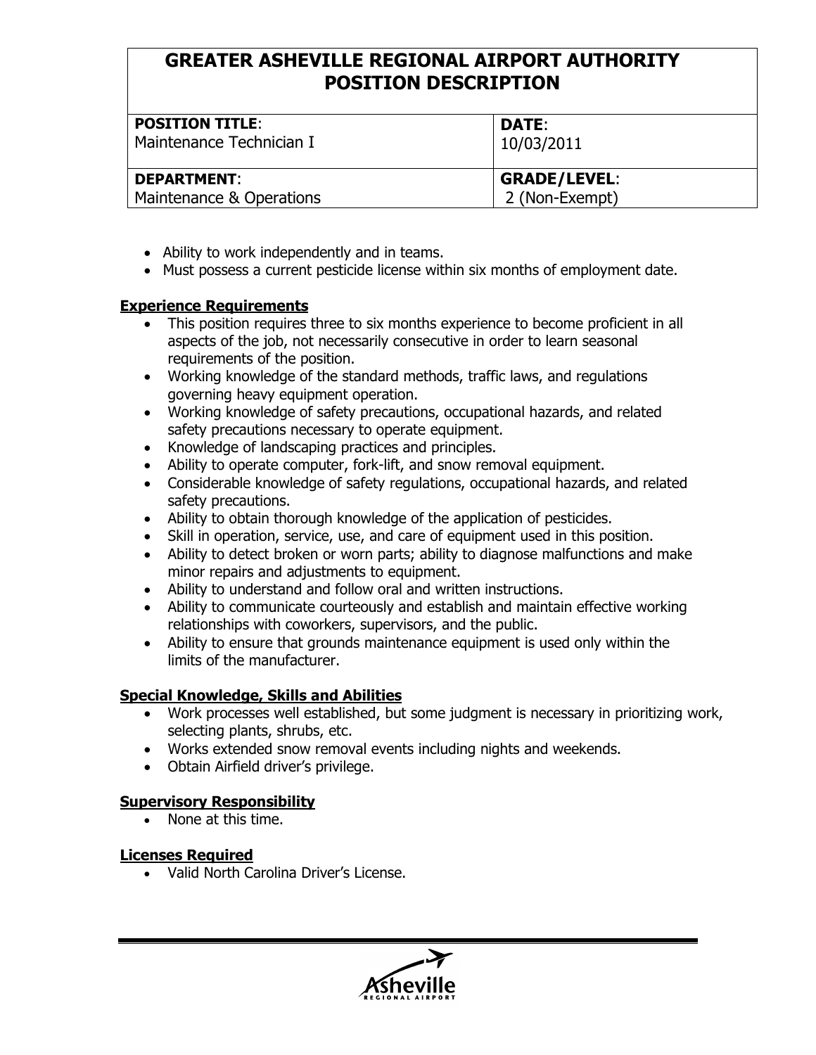# GREATER ASHEVILLE REGIONAL AIRPORT AUTHORITY POSITION DESCRIPTION

| POSITION TITLE: Maintenance Technician I | DATE: 10/03/2011 |
|---|---|
| DEPARTMENT: Maintenance & Operations | GRADE/LEVEL: 2 (Non-Exempt) |

- Ability to work independently and in teams.
- Must possess a current pesticide license within six months of employment date.

**Experience Requirements**

- This position requires three to six months experience to become proficient in all aspects of the job, not necessarily consecutive in order to learn seasonal requirements of the position.
- Working knowledge of the standard methods, traffic laws, and regulations governing heavy equipment operation.
- Working knowledge of safety precautions, occupational hazards, and related safety precautions necessary to operate equipment.
- Knowledge of landscaping practices and principles.
- Ability to operate computer, fork-lift, and snow removal equipment.
- Considerable knowledge of safety regulations, occupational hazards, and related safety precautions.
- Ability to obtain thorough knowledge of the application of pesticides.
- Skill in operation, service, use, and care of equipment used in this position.
- Ability to detect broken or worn parts; ability to diagnose malfunctions and make minor repairs and adjustments to equipment.
- Ability to understand and follow oral and written instructions.
- Ability to communicate courteously and establish and maintain effective working relationships with coworkers, supervisors, and the public.
- Ability to ensure that grounds maintenance equipment is used only within the limits of the manufacturer.

**Special Knowledge, Skills and Abilities**

- Work processes well established, but some judgment is necessary in prioritizing work, selecting plants, shrubs, etc.
- Works extended snow removal events including nights and weekends.
- Obtain Airfield driver's privilege.

**Supervisory Responsibility**

- None at this time.

**Licenses Required**

- Valid North Carolina Driver's License.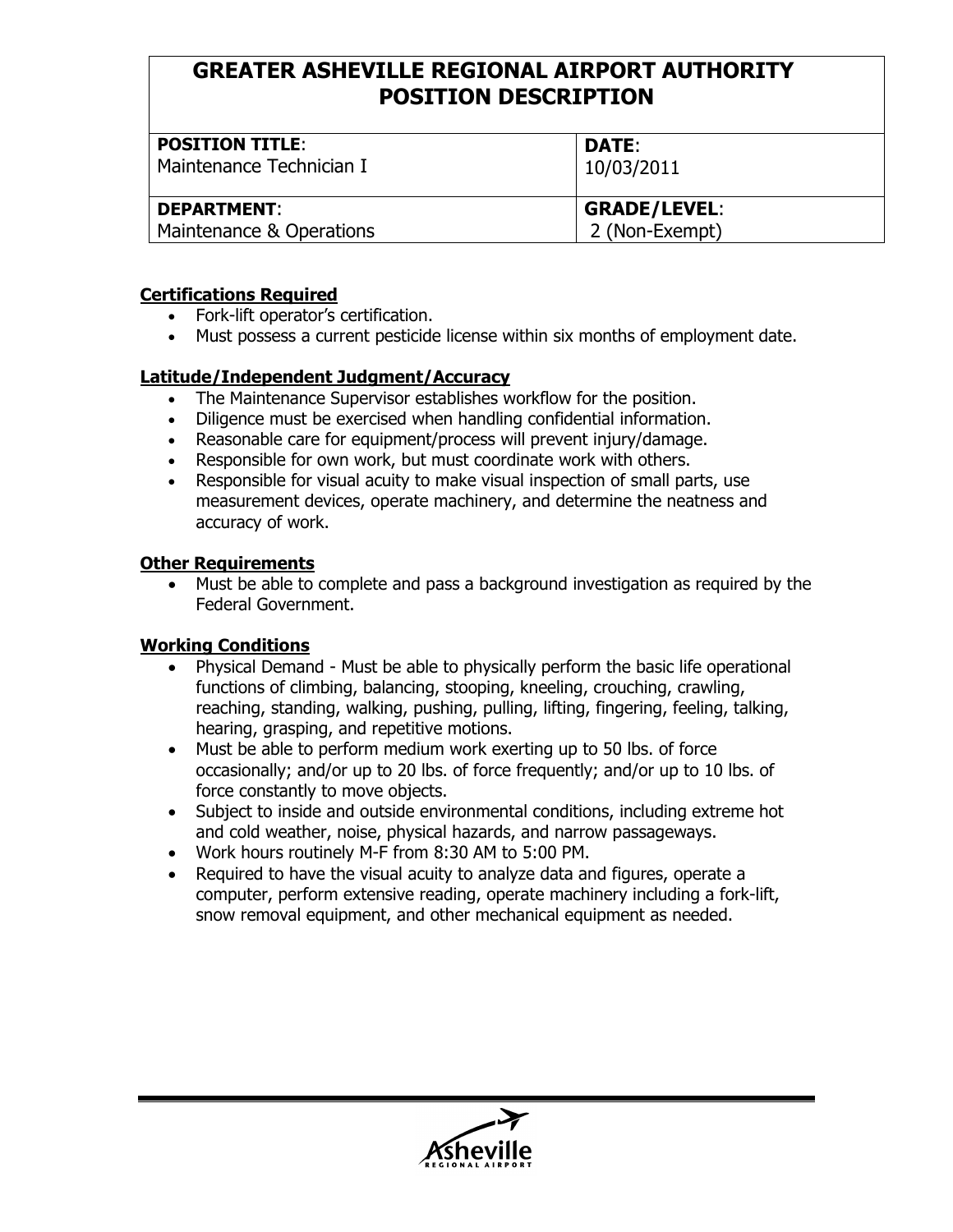# GREATER ASHEVILLE REGIONAL AIRPORT AUTHORITY POSITION DESCRIPTION

| | |
|---|---|
| **POSITION TITLE**: Maintenance Technician I | **DATE**: 10/03/2011 |
| **DEPARTMENT**: Maintenance & Operations | **GRADE/LEVEL**: 2 (Non-Exempt) |

**Certifications Required**

- Fork-lift operator's certification.
- Must possess a current pesticide license within six months of employment date.

**Latitude/Independent Judgment/Accuracy**

- The Maintenance Supervisor establishes workflow for the position.
- Diligence must be exercised when handling confidential information.
- Reasonable care for equipment/process will prevent injury/damage.
- Responsible for own work, but must coordinate work with others.
- Responsible for visual acuity to make visual inspection of small parts, use measurement devices, operate machinery, and determine the neatness and accuracy of work.

**Other Requirements**

- Must be able to complete and pass a background investigation as required by the Federal Government.

**Working Conditions**

- Physical Demand - Must be able to physically perform the basic life operational functions of climbing, balancing, stooping, kneeling, crouching, crawling, reaching, standing, walking, pushing, pulling, lifting, fingering, feeling, talking, hearing, grasping, and repetitive motions.
- Must be able to perform medium work exerting up to 50 lbs. of force occasionally; and/or up to 20 lbs. of force frequently; and/or up to 10 lbs. of force constantly to move objects.
- Subject to inside and outside environmental conditions, including extreme hot and cold weather, noise, physical hazards, and narrow passageways.
- Work hours routinely M-F from 8:30 AM to 5:00 PM.
- Required to have the visual acuity to analyze data and figures, operate a computer, perform extensive reading, operate machinery including a fork-lift, snow removal equipment, and other mechanical equipment as needed.